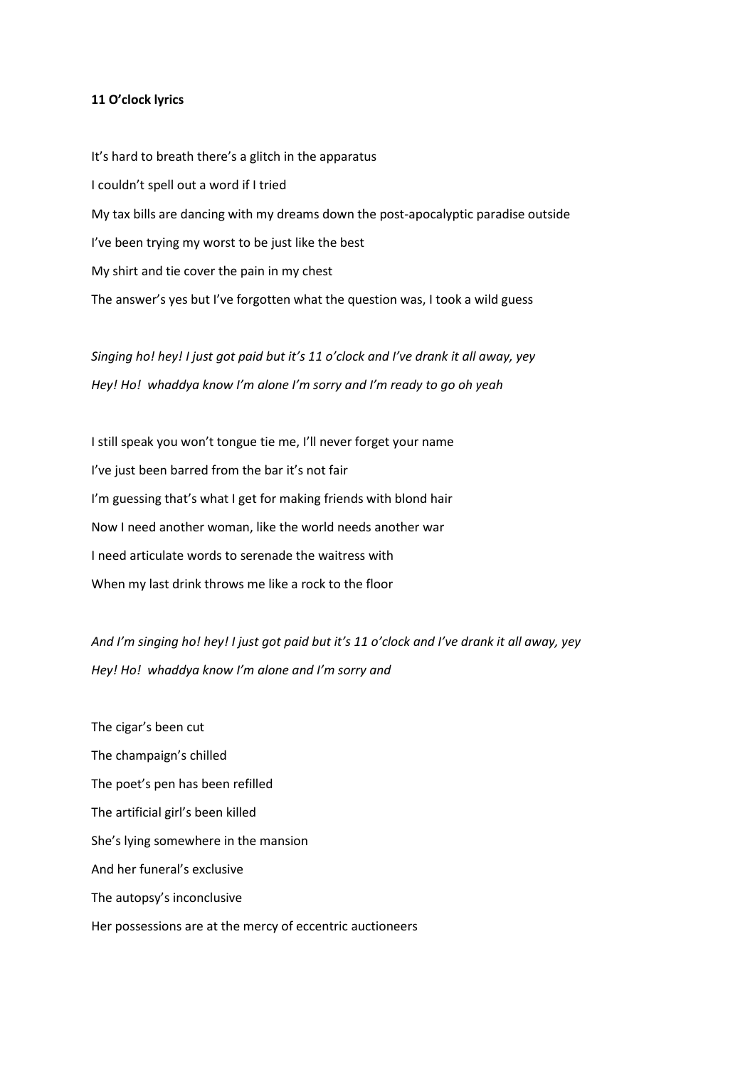**11 O'clock lyrics**

It's hard to breath there's a glitch in the apparatus
I couldn't spell out a word if I tried
My tax bills are dancing with my dreams down the post-apocalyptic paradise outside
I've been trying my worst to be just like the best
My shirt and tie cover the pain in my chest
The answer's yes but I've forgotten what the question was, I took a wild guess

*Singing ho! hey! I just got paid but it's 11 o'clock and I've drank it all away, yey*
*Hey! Ho! whaddya know I'm alone I'm sorry and I'm ready to go oh yeah*

I still speak you won't tongue tie me, I'll never forget your name
I've just been barred from the bar it's not fair
I'm guessing that's what I get for making friends with blond hair
Now I need another woman, like the world needs another war
I need articulate words to serenade the waitress with
When my last drink throws me like a rock to the floor

*And I'm singing ho! hey! I just got paid but it's 11 o'clock and I've drank it all away, yey*
*Hey! Ho! whaddya know I'm alone and I'm sorry and*

The cigar's been cut
The champaign's chilled
The poet's pen has been refilled
The artificial girl's been killed
She's lying somewhere in the mansion
And her funeral's exclusive
The autopsy's inconclusive
Her possessions are at the mercy of eccentric auctioneers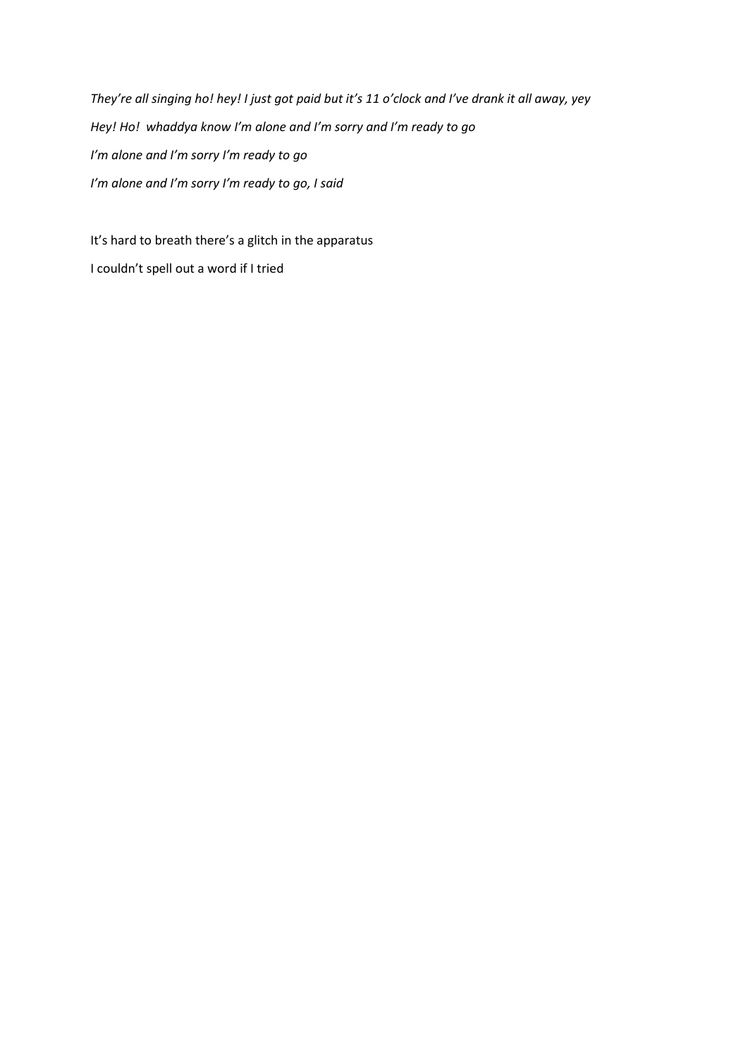*They're all singing ho! hey! I just got paid but it's 11 o'clock and I've drank it all away, yey*

*Hey! Ho!  whaddya know I'm alone and I'm sorry and I'm ready to go*

*I'm alone and I'm sorry I'm ready to go*

*I'm alone and I'm sorry I'm ready to go, I said*

It's hard to breath there's a glitch in the apparatus

I couldn't spell out a word if I tried